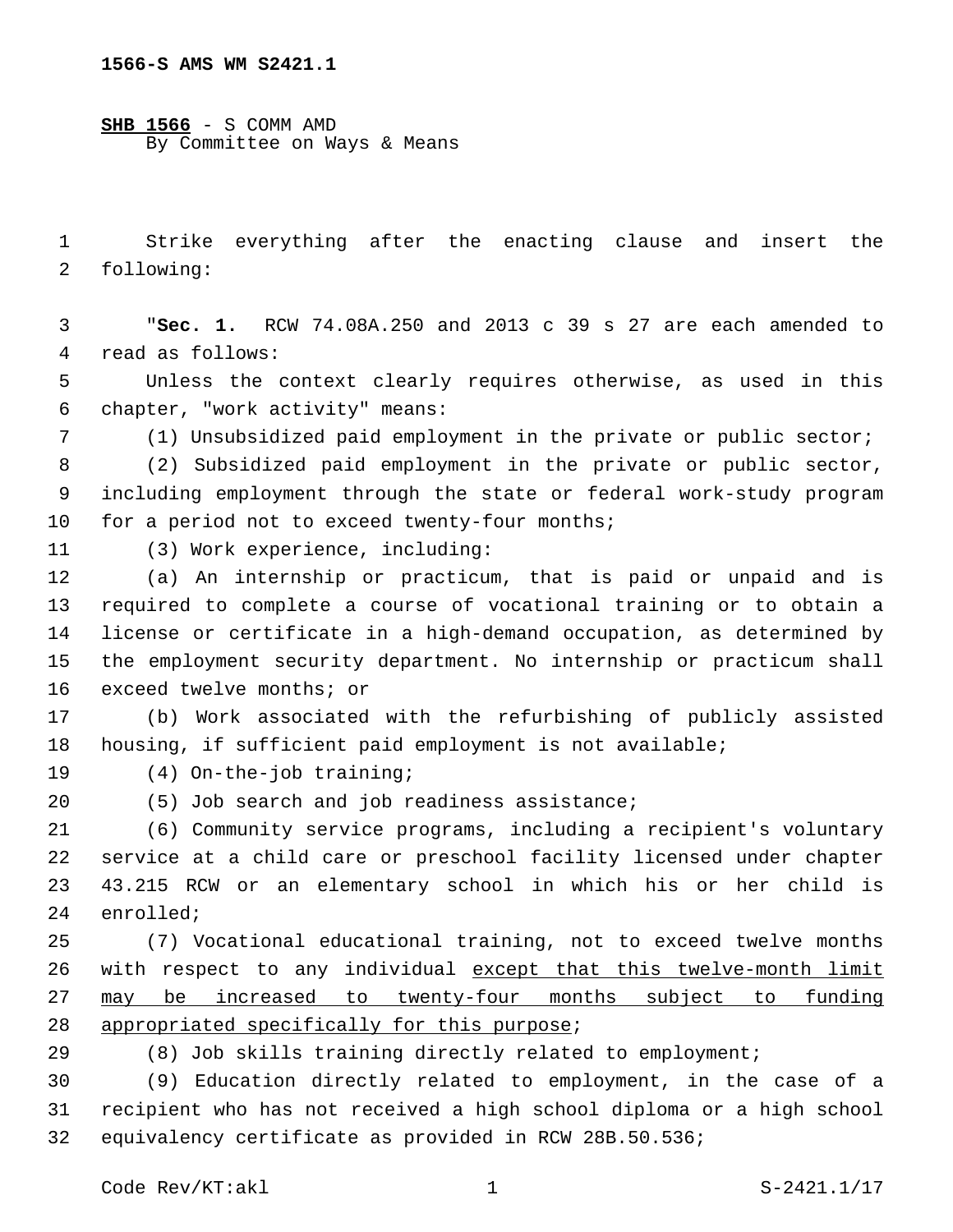1566-S AMS WM S2421.1

**SHB 1566** - S COMM AMD
By Committee on Ways & Means

Strike everything after the enacting clause and insert the following:

"**Sec. 1.** RCW 74.08A.250 and 2013 c 39 s 27 are each amended to read as follows:

Unless the context clearly requires otherwise, as used in this chapter, "work activity" means:

(1) Unsubsidized paid employment in the private or public sector;

(2) Subsidized paid employment in the private or public sector, including employment through the state or federal work-study program for a period not to exceed twenty-four months;

(3) Work experience, including:

(a) An internship or practicum, that is paid or unpaid and is required to complete a course of vocational training or to obtain a license or certificate in a high-demand occupation, as determined by the employment security department. No internship or practicum shall exceed twelve months; or

(b) Work associated with the refurbishing of publicly assisted housing, if sufficient paid employment is not available;

(4) On-the-job training;

(5) Job search and job readiness assistance;

(6) Community service programs, including a recipient's voluntary service at a child care or preschool facility licensed under chapter 43.215 RCW or an elementary school in which his or her child is enrolled;

(7) Vocational educational training, not to exceed twelve months with respect to any individual <u>except that this twelve-month limit may be increased to twenty-four months subject to funding appropriated specifically for this purpose</u>;

(8) Job skills training directly related to employment;

(9) Education directly related to employment, in the case of a recipient who has not received a high school diploma or a high school equivalency certificate as provided in RCW 28B.50.536;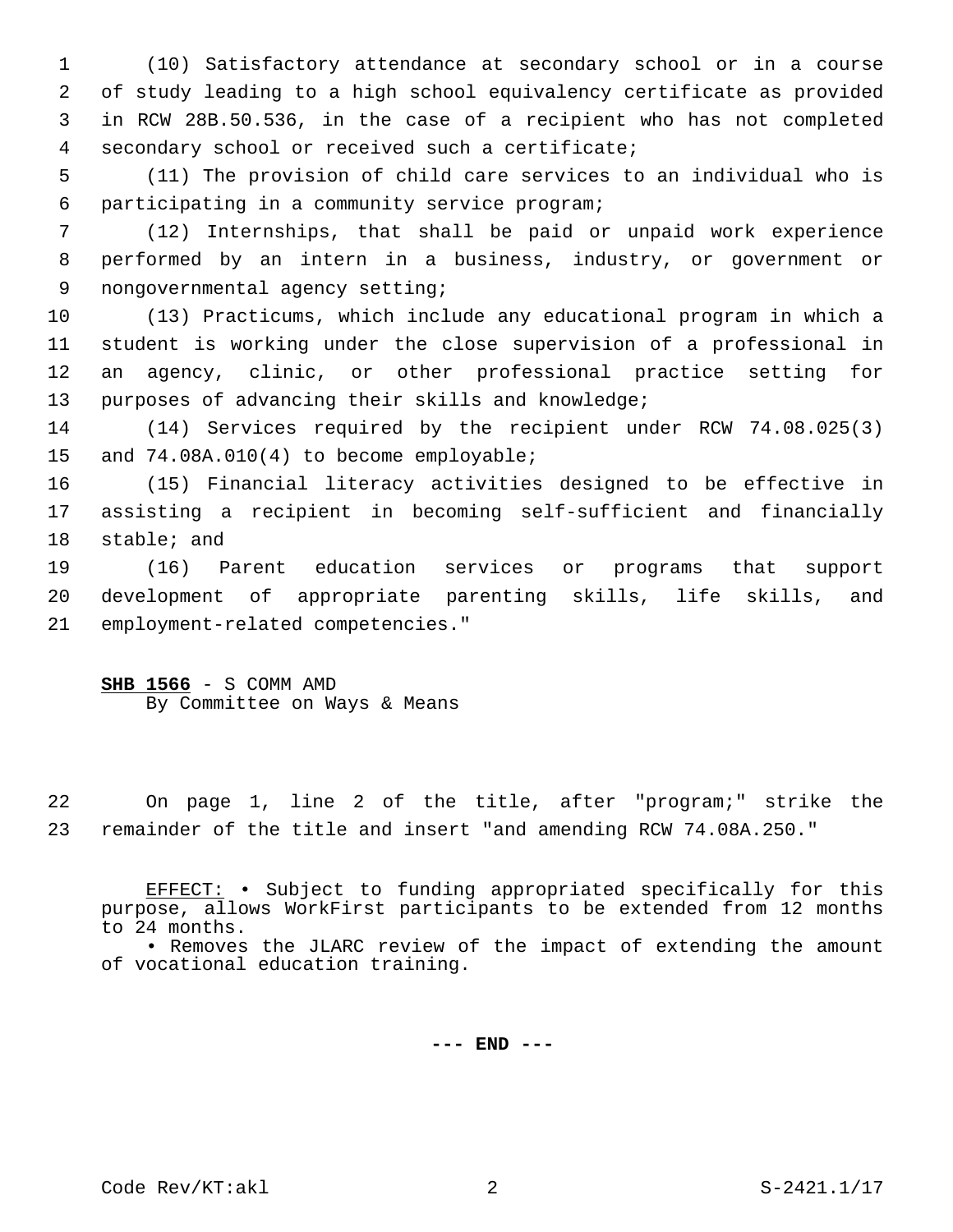(10) Satisfactory attendance at secondary school or in a course of study leading to a high school equivalency certificate as provided in RCW 28B.50.536, in the case of a recipient who has not completed secondary school or received such a certificate;

(11) The provision of child care services to an individual who is participating in a community service program;

(12) Internships, that shall be paid or unpaid work experience performed by an intern in a business, industry, or government or nongovernmental agency setting;

(13) Practicums, which include any educational program in which a student is working under the close supervision of a professional in an agency, clinic, or other professional practice setting for purposes of advancing their skills and knowledge;

(14) Services required by the recipient under RCW 74.08.025(3) and 74.08A.010(4) to become employable;

(15) Financial literacy activities designed to be effective in assisting a recipient in becoming self-sufficient and financially stable; and

(16) Parent education services or programs that support development of appropriate parenting skills, life skills, and employment-related competencies."

**SHB 1566** - S COMM AMD
By Committee on Ways & Means

On page 1, line 2 of the title, after "program;" strike the remainder of the title and insert "and amending RCW 74.08A.250."

EFFECT: • Subject to funding appropriated specifically for this purpose, allows WorkFirst participants to be extended from 12 months to 24 months.
• Removes the JLARC review of the impact of extending the amount of vocational education training.

**--- END ---**